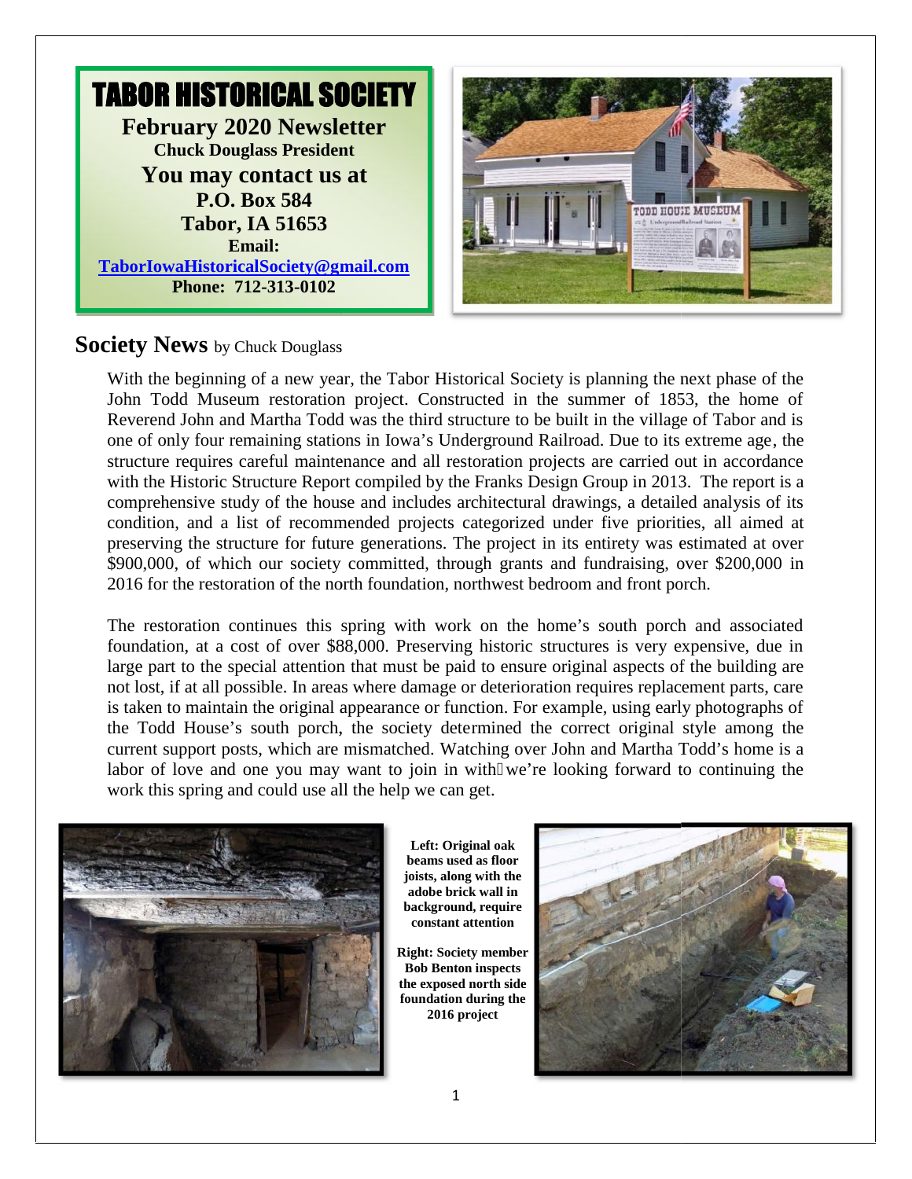# TABOR HISTORICAL SOCIETY

**February 2020 Newsletter**

**Chuck Douglass President**

**You may contact us at**

**P.O. Box 584**

**Tabor, IA 51653**

**Email:**

**TaborIowaHistoricalSociety@gmail.com**

**Phone: 712-313-0102**

## Society News by Chuck Douglass

With the beginning of a new year, the Tabor Historical Society is planning the next phase of the John Todd Museum restoration project. Constructed in the summer of 1853, the home of Reverend John and Martha Todd was the third structure to be built in the village of Tabor and is one of only four remaining stations in Iowa's Underground Railroad. Due to its extreme age, the structure requires careful maintenance and all restoration projects are carried out in accordance with the Historic Structure Report compiled by the Franks Design Group in 2013. The report is a comprehensive study of the house and includes architectural drawings, a detailed analysis of its condition, and a list of recommended projects categorized under five priorities, all aimed at preserving the structure for future generations. The project in its entirety was estimated at over $900,000, of which our society committed, through grants and fundraising, over $200,000 in 2016 for the restoration of the north foundation, northwest bedroom and front porch.

The restoration continues this spring with work on the home's south porch and associated foundation, at a cost of over $88,000. Preserving historic structures is very expensive, due in large part to the special attention that must be paid to ensure original aspects of the building are not lost, if at all possible. In areas where damage or deterioration requires replacement parts, care is taken to maintain the original appearance or function. For example, using early photographs of the Todd House's south porch, the society determined the correct original style among the current support posts, which are mismatched. Watching over John and Martha Todd's home is a labor of love and one you may want to join in with we're looking forward to continuing the work this spring and could use all the help we can get.

**Left: Original oak beams used as floor joists, along with the adobe brick wall in background, require constant attention**

**Right: Society member Bob Benton inspects the exposed north side foundation during the 2016 project**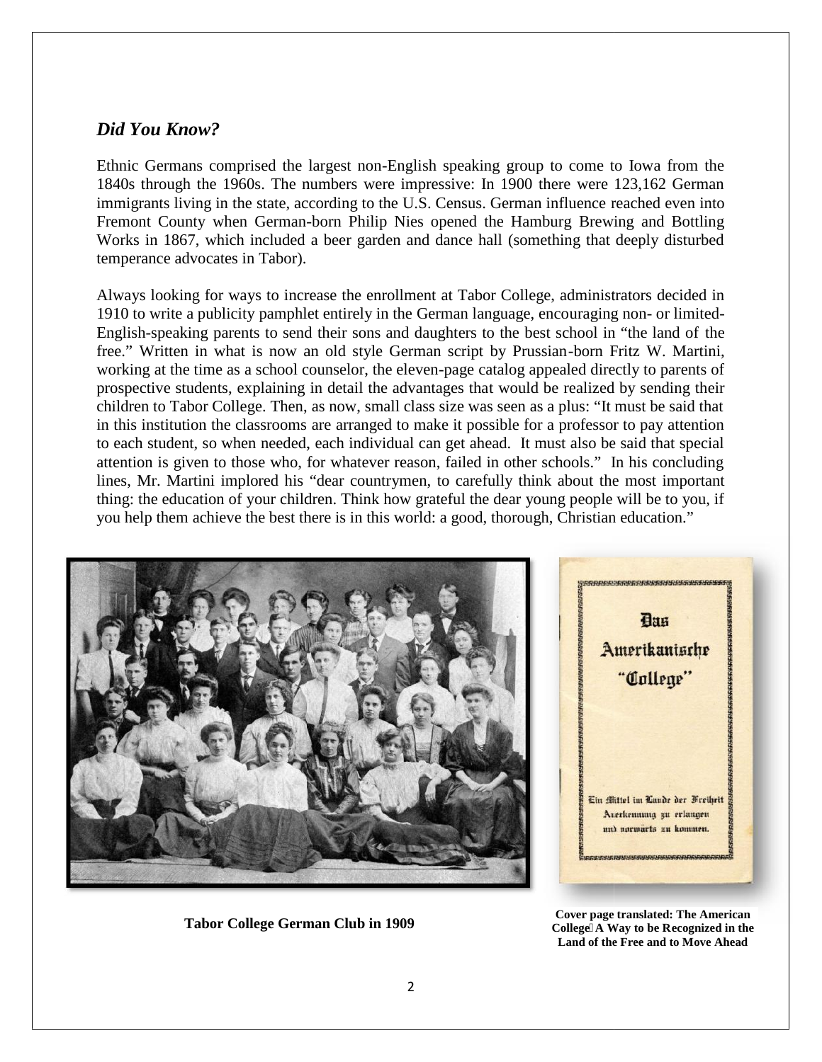## *Did You Know?*

Ethnic Germans comprised the largest non-English speaking group to come to Iowa from the 1840s through the 1960s. The numbers were impressive: In 1900 there were 123,162 German immigrants living in the state, according to the U.S. Census. German influence reached even into Fremont County when German-born Philip Nies opened the Hamburg Brewing and Bottling Works in 1867, which included a beer garden and dance hall (something that deeply disturbed temperance advocates in Tabor).

Always looking for ways to increase the enrollment at Tabor College, administrators decided in 1910 to write a publicity pamphlet entirely in the German language, encouraging non- or limited-English-speaking parents to send their sons and daughters to the best school in "the land of the free." Written in what is now an old style German script by Prussian-born Fritz W. Martini, working at the time as a school counselor, the eleven-page catalog appealed directly to parents of prospective students, explaining in detail the advantages that would be realized by sending their children to Tabor College. Then, as now, small class size was seen as a plus: "It must be said that in this institution the classrooms are arranged to make it possible for a professor to pay attention to each student, so when needed, each individual can get ahead. It must also be said that special attention is given to those who, for whatever reason, failed in other schools." In his concluding lines, Mr. Martini implored his "dear countrymen, to carefully think about the most important thing: the education of your children. Think how grateful the dear young people will be to you, if you help them achieve the best there is in this world: a good, thorough, Christian education."

**Tabor College German Club in 1909**

Das Amerikanische "College"

Ein Mittel im Lande der Freiheit Anerkennung zu erlangen und vorwärts zu kommen.

**Cover page translated: The American College A Way to be Recognized in the Land of the Free and to Move Ahead**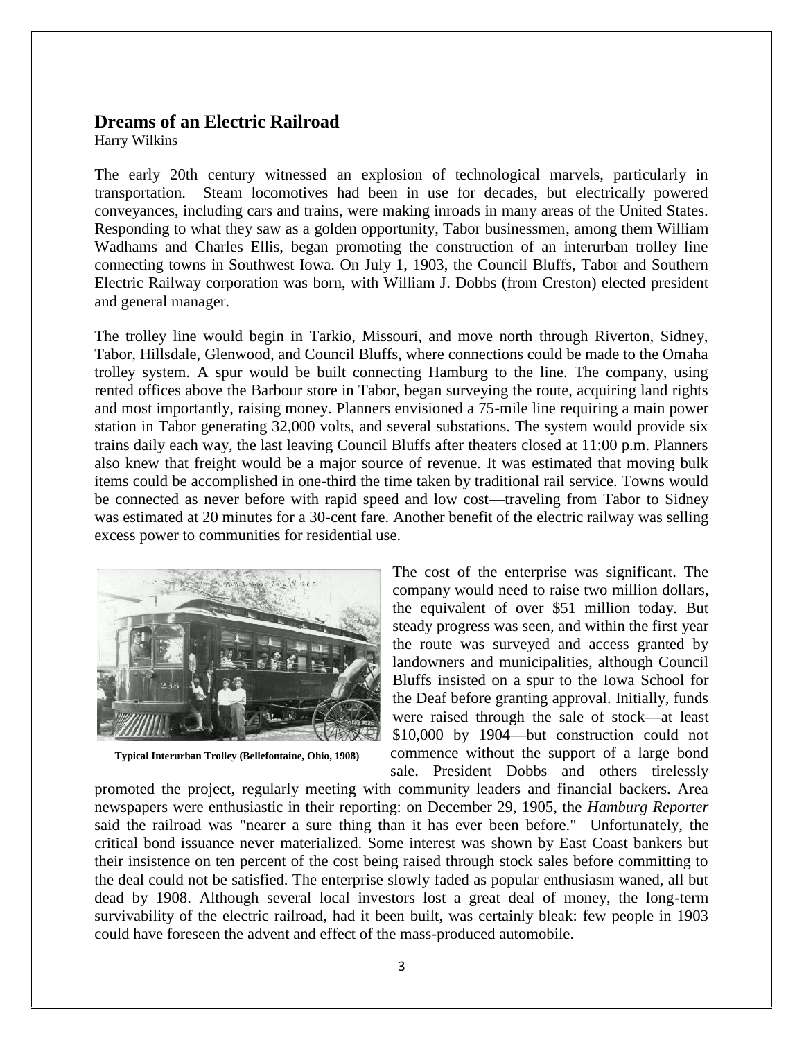## Dreams of an Electric Railroad

Harry Wilkins

The early 20th century witnessed an explosion of technological marvels, particularly in transportation. Steam locomotives had been in use for decades, but electrically powered conveyances, including cars and trains, were making inroads in many areas of the United States. Responding to what they saw as a golden opportunity, Tabor businessmen, among them William Wadhams and Charles Ellis, began promoting the construction of an interurban trolley line connecting towns in Southwest Iowa. On July 1, 1903, the Council Bluffs, Tabor and Southern Electric Railway corporation was born, with William J. Dobbs (from Creston) elected president and general manager.

The trolley line would begin in Tarkio, Missouri, and move north through Riverton, Sidney, Tabor, Hillsdale, Glenwood, and Council Bluffs, where connections could be made to the Omaha trolley system. A spur would be built connecting Hamburg to the line. The company, using rented offices above the Barbour store in Tabor, began surveying the route, acquiring land rights and most importantly, raising money. Planners envisioned a 75-mile line requiring a main power station in Tabor generating 32,000 volts, and several substations. The system would provide six trains daily each way, the last leaving Council Bluffs after theaters closed at 11:00 p.m. Planners also knew that freight would be a major source of revenue. It was estimated that moving bulk items could be accomplished in one-third the time taken by traditional rail service. Towns would be connected as never before with rapid speed and low cost—traveling from Tabor to Sidney was estimated at 20 minutes for a 30-cent fare. Another benefit of the electric railway was selling excess power to communities for residential use.

**Typical Interurban Trolley (Bellefontaine, Ohio, 1908)**

The cost of the enterprise was significant. The company would need to raise two million dollars, the equivalent of over $51 million today. But steady progress was seen, and within the first year the route was surveyed and access granted by landowners and municipalities, although Council Bluffs insisted on a spur to the Iowa School for the Deaf before granting approval. Initially, funds were raised through the sale of stock—at least $10,000 by 1904—but construction could not commence without the support of a large bond sale. President Dobbs and others tirelessly promoted the project, regularly meeting with community leaders and financial backers. Area newspapers were enthusiastic in their reporting: on December 29, 1905, the *Hamburg Reporter* said the railroad was "nearer a sure thing than it has ever been before." Unfortunately, the critical bond issuance never materialized. Some interest was shown by East Coast bankers but their insistence on ten percent of the cost being raised through stock sales before committing to the deal could not be satisfied. The enterprise slowly faded as popular enthusiasm waned, all but dead by 1908. Although several local investors lost a great deal of money, the long-term survivability of the electric railroad, had it been built, was certainly bleak: few people in 1903 could have foreseen the advent and effect of the mass-produced automobile.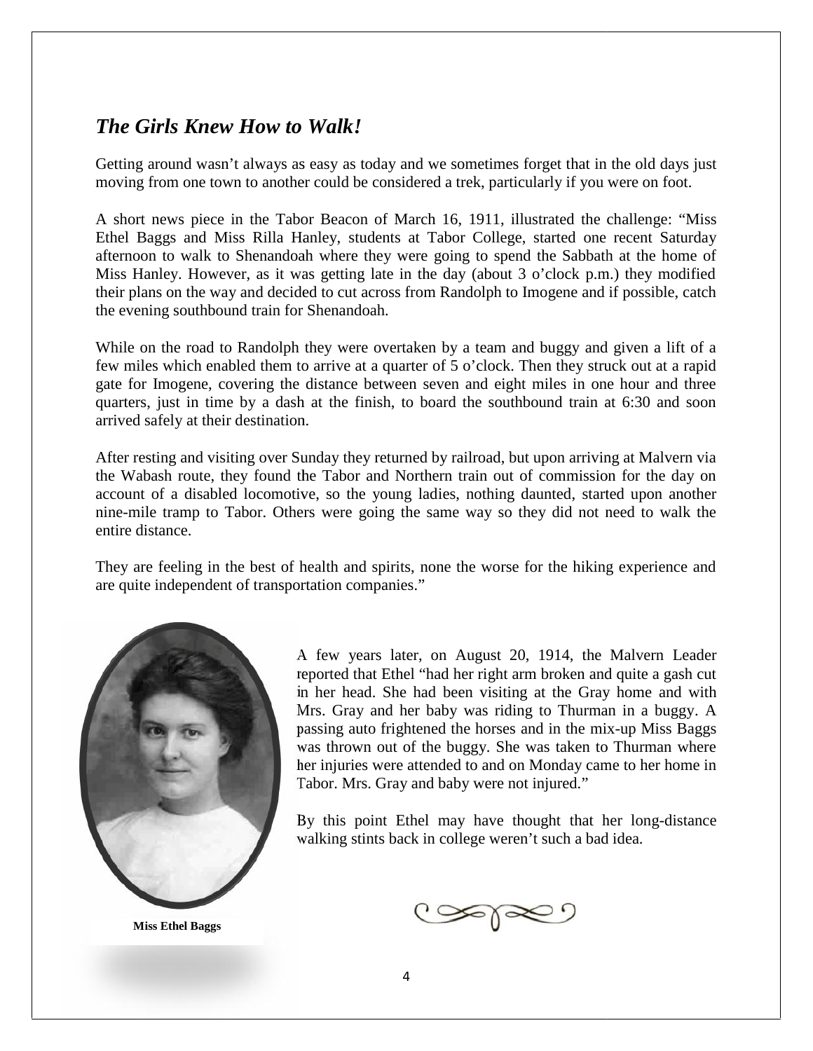## *The Girls Knew How to Walk!*

Getting around wasn't always as easy as today and we sometimes forget that in the old days just moving from one town to another could be considered a trek, particularly if you were on foot.

A short news piece in the Tabor Beacon of March 16, 1911, illustrated the challenge: "Miss Ethel Baggs and Miss Rilla Hanley, students at Tabor College, started one recent Saturday afternoon to walk to Shenandoah where they were going to spend the Sabbath at the home of Miss Hanley. However, as it was getting late in the day (about 3 o'clock p.m.) they modified their plans on the way and decided to cut across from Randolph to Imogene and if possible, catch the evening southbound train for Shenandoah.

While on the road to Randolph they were overtaken by a team and buggy and given a lift of a few miles which enabled them to arrive at a quarter of 5 o'clock. Then they struck out at a rapid gate for Imogene, covering the distance between seven and eight miles in one hour and three quarters, just in time by a dash at the finish, to board the southbound train at 6:30 and soon arrived safely at their destination.

After resting and visiting over Sunday they returned by railroad, but upon arriving at Malvern via the Wabash route, they found the Tabor and Northern train out of commission for the day on account of a disabled locomotive, so the young ladies, nothing daunted, started upon another nine-mile tramp to Tabor. Others were going the same way so they did not need to walk the entire distance.

They are feeling in the best of health and spirits, none the worse for the hiking experience and are quite independent of transportation companies."

**Miss Ethel Baggs**

A few years later, on August 20, 1914, the Malvern Leader reported that Ethel "had her right arm broken and quite a gash cut in her head. She had been visiting at the Gray home and with Mrs. Gray and her baby was riding to Thurman in a buggy. A passing auto frightened the horses and in the mix-up Miss Baggs was thrown out of the buggy. She was taken to Thurman where her injuries were attended to and on Monday came to her home in Tabor. Mrs. Gray and baby were not injured."

By this point Ethel may have thought that her long-distance walking stints back in college weren't such a bad idea.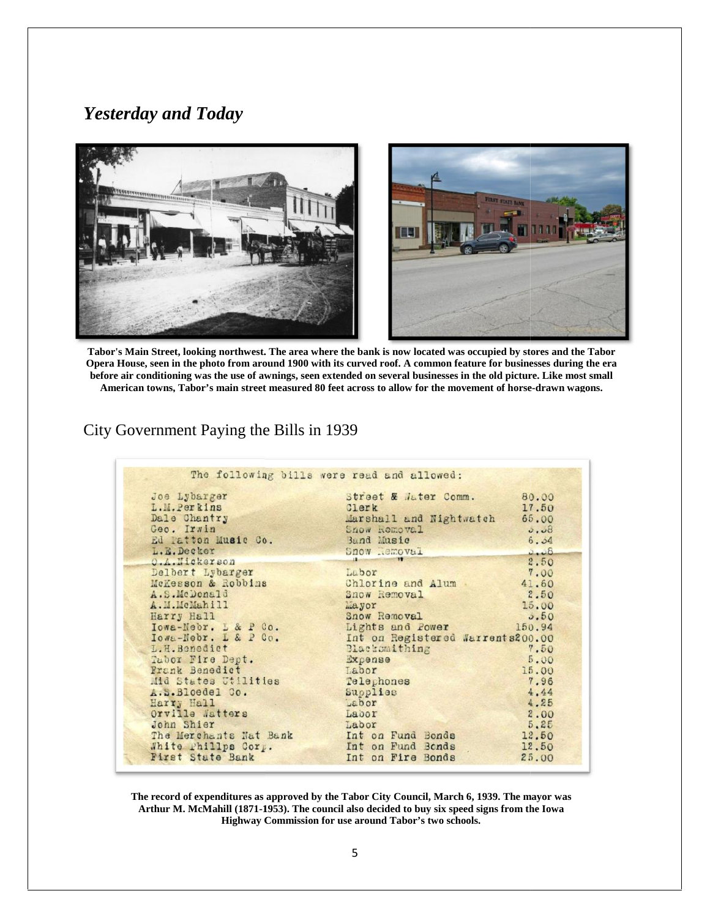## *Yesterday and Today*

**Tabor's Main Street, looking northwest. The area where the bank is now located was occupied by stores and the Tabor Opera House, seen in the photo from around 1900 with its curved roof. A common feature for businesses during the era before air conditioning was the use of awnings, seen extended on several businesses in the old picture. Like most small American towns, Tabor's main street measured 80 feet across to allow for the movement of horse-drawn wagons.**

# City Government Paying the Bills in 1939

The following bills were read and allowed:

| | | |
|---|---|---|
| Joe Lybarger | Street & Water Comm. | 80.00 |
| L.M.Perkins | Clerk | 17.50 |
| Dale Chantry | Marshall and Nightwatch | 65.00 |
| Geo. Irwin | Snow Removal | 3.38 |
| Ed Patton Music Co. | Band Music | 6.34 |
| L.E.Decker | Snow Removal | 3.38 |
| O.A.Nickerson | " " | 2.50 |
| Delbert Lybarger | Labor | 7.00 |
| McKesson & Robbins | Chlorine and Alum | 41.60 |
| A.S.McDonald | Snow Removal | 2.50 |
| A.M.McMahill | Mayor | 15.00 |
| Harry Hall | Snow Removal | 3.50 |
| Iowa-Nebr. L & P Co. | Lights and Power | 150.94 |
| Iowa-Nebr. L & P Co. | Int on Registered Warrents | 200.00 |
| L.H.Benedict | Blacksmithing | 7.50 |
| Tabor Fire Dept. | Expense | 5.00 |
| Frank Benedict | Labor | 15.00 |
| Mid States Utilities | Telephones | 7.96 |
| A.S.Bloedel Co. | Supplies | 4.44 |
| Harry Hall | Labor | 4.25 |
| Orville Watters | Labor | 2.00 |
| John Shier | Labor | 5.25 |
| The Merchants Nat Bank | Int on Fund Bonds | 12.50 |
| White Phillps Corp. | Int on Fund Bonds | 12.50 |
| First State Bank | Int on Fire Bonds | 25.00 |

**The record of expenditures as approved by the Tabor City Council, March 6, 1939. The mayor was Arthur M. McMahill (1871-1953). The council also decided to buy six speed signs from the Iowa Highway Commission for use around Tabor's two schools.**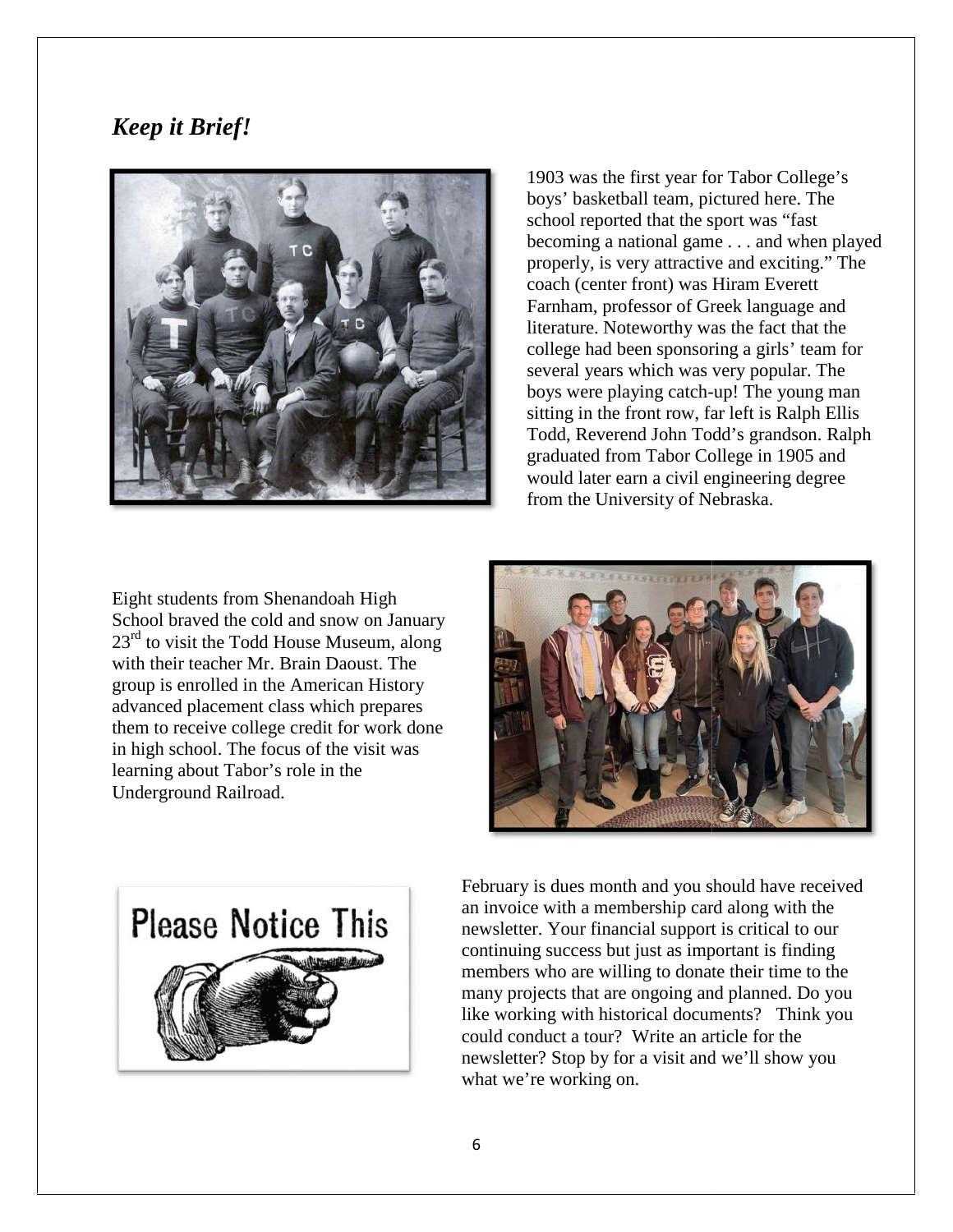## *Keep it Brief!*

1903 was the first year for Tabor College's boys' basketball team, pictured here. The school reported that the sport was "fast becoming a national game . . . and when played properly, is very attractive and exciting." The coach (center front) was Hiram Everett Farnham, professor of Greek language and literature. Noteworthy was the fact that the college had been sponsoring a girls' team for several years which was very popular. The boys were playing catch-up! The young man sitting in the front row, far left is Ralph Ellis Todd, Reverend John Todd's grandson. Ralph graduated from Tabor College in 1905 and would later earn a civil engineering degree from the University of Nebraska.

Eight students from Shenandoah High School braved the cold and snow on January 23rd to visit the Todd House Museum, along with their teacher Mr. Brain Daoust. The group is enrolled in the American History advanced placement class which prepares them to receive college credit for work done in high school. The focus of the visit was learning about Tabor's role in the Underground Railroad.

Please Notice This

February is dues month and you should have received an invoice with a membership card along with the newsletter. Your financial support is critical to our continuing success but just as important is finding members who are willing to donate their time to the many projects that are ongoing and planned. Do you like working with historical documents? Think you could conduct a tour? Write an article for the newsletter? Stop by for a visit and we'll show you what we're working on.